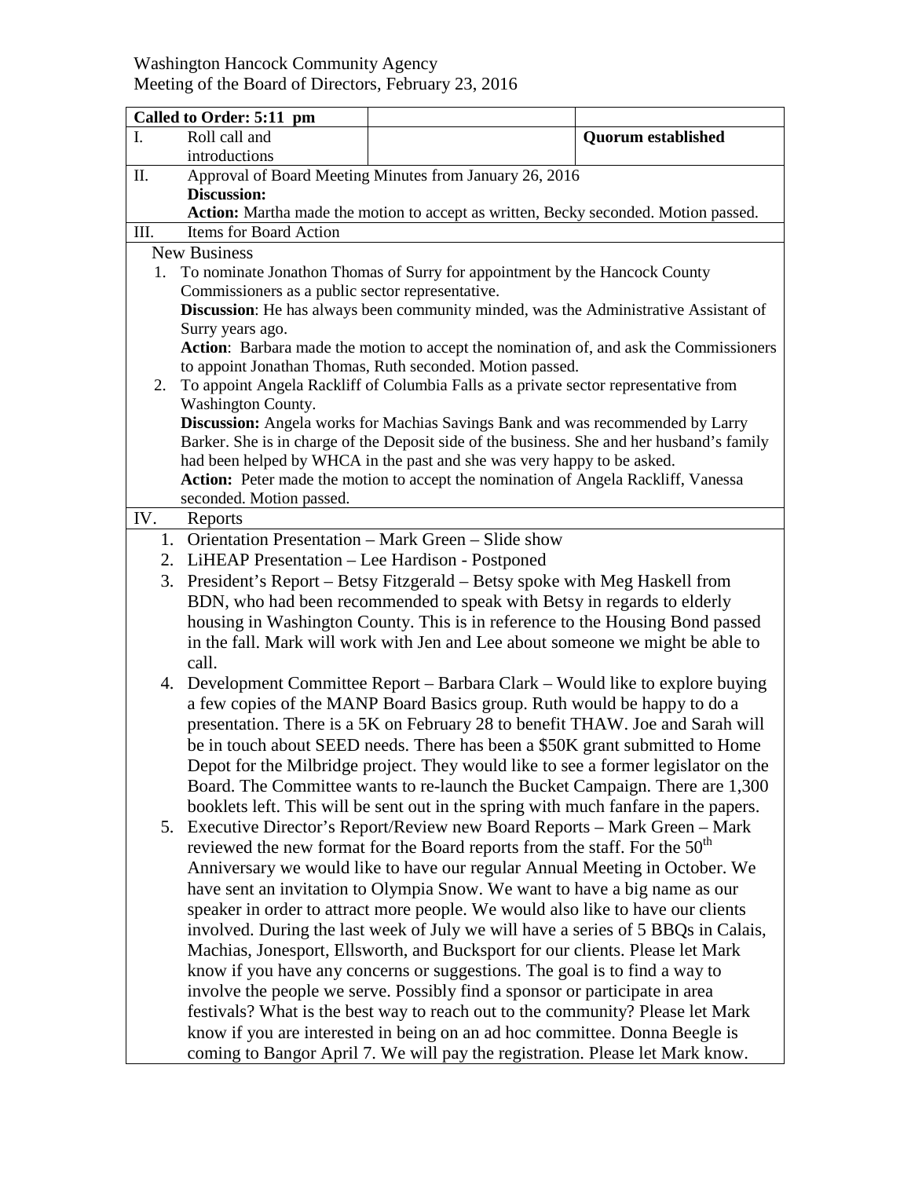Washington Hancock Community Agency
Meeting of the Board of Directors, February 23, 2016

| **Called to Order: 5:11 pm** | | |
|---|---|---|
| I. Roll call and introductions | | **Quorum established** |

II. Approval of Board Meeting Minutes from January 26, 2016

**Discussion:**

**Action:** Martha made the motion to accept as written, Becky seconded. Motion passed.

III. Items for Board Action

New Business

1. To nominate Jonathon Thomas of Surry for appointment by the Hancock County Commissioners as a public sector representative.
   **Discussion**: He has always been community minded, was the Administrative Assistant of Surry years ago.
   **Action**: Barbara made the motion to accept the nomination of, and ask the Commissioners to appoint Jonathan Thomas, Ruth seconded. Motion passed.
2. To appoint Angela Rackliff of Columbia Falls as a private sector representative from Washington County.
   **Discussion:** Angela works for Machias Savings Bank and was recommended by Larry Barker. She is in charge of the Deposit side of the business. She and her husband's family had been helped by WHCA in the past and she was very happy to be asked.
   **Action:** Peter made the motion to accept the nomination of Angela Rackliff, Vanessa seconded. Motion passed.

IV. Reports

1. Orientation Presentation – Mark Green – Slide show
2. LiHEAP Presentation – Lee Hardison - Postponed
3. President's Report – Betsy Fitzgerald – Betsy spoke with Meg Haskell from BDN, who had been recommended to speak with Betsy in regards to elderly housing in Washington County. This is in reference to the Housing Bond passed in the fall. Mark will work with Jen and Lee about someone we might be able to call.
4. Development Committee Report – Barbara Clark – Would like to explore buying a few copies of the MANP Board Basics group. Ruth would be happy to do a presentation. There is a 5K on February 28 to benefit THAW. Joe and Sarah will be in touch about SEED needs. There has been a $50K grant submitted to Home Depot for the Milbridge project. They would like to see a former legislator on the Board. The Committee wants to re-launch the Bucket Campaign. There are 1,300 booklets left. This will be sent out in the spring with much fanfare in the papers.
5. Executive Director's Report/Review new Board Reports – Mark Green – Mark reviewed the new format for the Board reports from the staff. For the 50th Anniversary we would like to have our regular Annual Meeting in October. We have sent an invitation to Olympia Snow. We want to have a big name as our speaker in order to attract more people. We would also like to have our clients involved. During the last week of July we will have a series of 5 BBQs in Calais, Machias, Jonesport, Ellsworth, and Bucksport for our clients. Please let Mark know if you have any concerns or suggestions. The goal is to find a way to involve the people we serve. Possibly find a sponsor or participate in area festivals? What is the best way to reach out to the community? Please let Mark know if you are interested in being on an ad hoc committee. Donna Beegle is coming to Bangor April 7. We will pay the registration. Please let Mark know.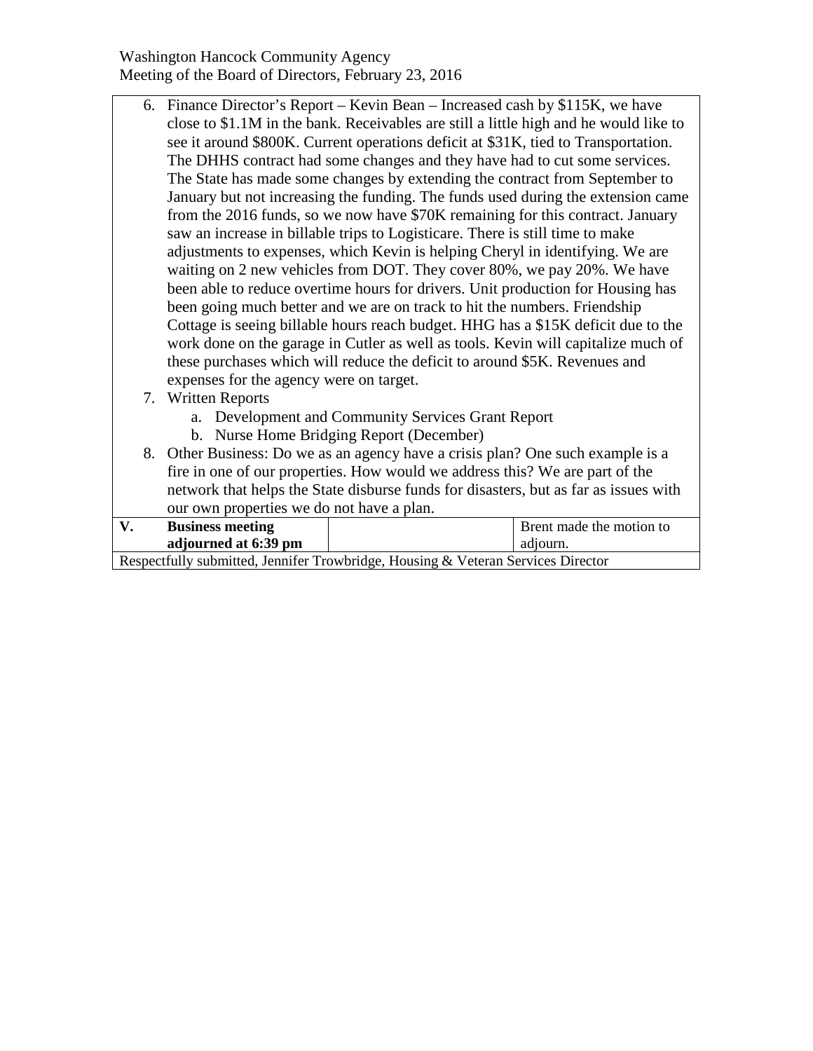Washington Hancock Community Agency
Meeting of the Board of Directors, February 23, 2016

| | | | |
|---|---|---|---|
| 6. Finance Director's Report – Kevin Bean – Increased cash by \$115K, we have close to \$1.1M in the bank. Receivables are still a little high and he would like to see it around \$800K. Current operations deficit at \$31K, tied to Transportation. The DHHS contract had some changes and they have had to cut some services. The State has made some changes by extending the contract from September to January but not increasing the funding. The funds used during the extension came from the 2016 funds, so we now have \$70K remaining for this contract. January saw an increase in billable trips to Logisticare. There is still time to make adjustments to expenses, which Kevin is helping Cheryl in identifying. We are waiting on 2 new vehicles from DOT. They cover 80%, we pay 20%. We have been able to reduce overtime hours for drivers. Unit production for Housing has been going much better and we are on track to hit the numbers. Friendship Cottage is seeing billable hours reach budget. HHG has a \$15K deficit due to the work done on the garage in Cutler as well as tools. Kevin will capitalize much of these purchases which will reduce the deficit to around \$5K. Revenues and expenses for the agency were on target.<br>7. Written Reports<br>a. Development and Community Services Grant Report<br>b. Nurse Home Bridging Report (December)<br>8. Other Business: Do we as an agency have a crisis plan? One such example is a fire in one of our properties. How would we address this? We are part of the network that helps the State disburse funds for disasters, but as far as issues with our own properties we do not have a plan. | | | |
| **V.** | **Business meeting adjourned at 6:39 pm** | | Brent made the motion to adjourn. |
| Respectfully submitted, Jennifer Trowbridge, Housing & Veteran Services Director | | | |